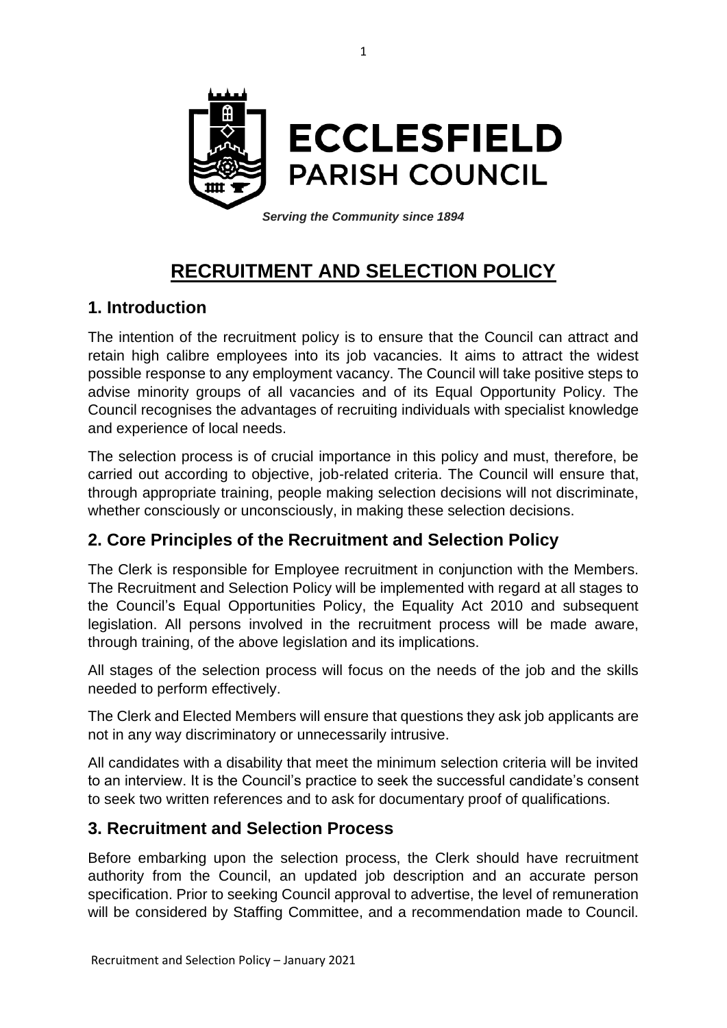**ECCLESFIELD PARISH COUNCIL**

***Serving the Community since 1894***

# RECRUITMENT AND SELECTION POLICY

## 1. Introduction

The intention of the recruitment policy is to ensure that the Council can attract and retain high calibre employees into its job vacancies. It aims to attract the widest possible response to any employment vacancy. The Council will take positive steps to advise minority groups of all vacancies and of its Equal Opportunity Policy. The Council recognises the advantages of recruiting individuals with specialist knowledge and experience of local needs.

The selection process is of crucial importance in this policy and must, therefore, be carried out according to objective, job-related criteria. The Council will ensure that, through appropriate training, people making selection decisions will not discriminate, whether consciously or unconsciously, in making these selection decisions.

## 2. Core Principles of the Recruitment and Selection Policy

The Clerk is responsible for Employee recruitment in conjunction with the Members. The Recruitment and Selection Policy will be implemented with regard at all stages to the Council's Equal Opportunities Policy, the Equality Act 2010 and subsequent legislation. All persons involved in the recruitment process will be made aware, through training, of the above legislation and its implications.

All stages of the selection process will focus on the needs of the job and the skills needed to perform effectively.

The Clerk and Elected Members will ensure that questions they ask job applicants are not in any way discriminatory or unnecessarily intrusive.

All candidates with a disability that meet the minimum selection criteria will be invited to an interview. It is the Council's practice to seek the successful candidate's consent to seek two written references and to ask for documentary proof of qualifications.

## 3. Recruitment and Selection Process

Before embarking upon the selection process, the Clerk should have recruitment authority from the Council, an updated job description and an accurate person specification. Prior to seeking Council approval to advertise, the level of remuneration will be considered by Staffing Committee, and a recommendation made to Council.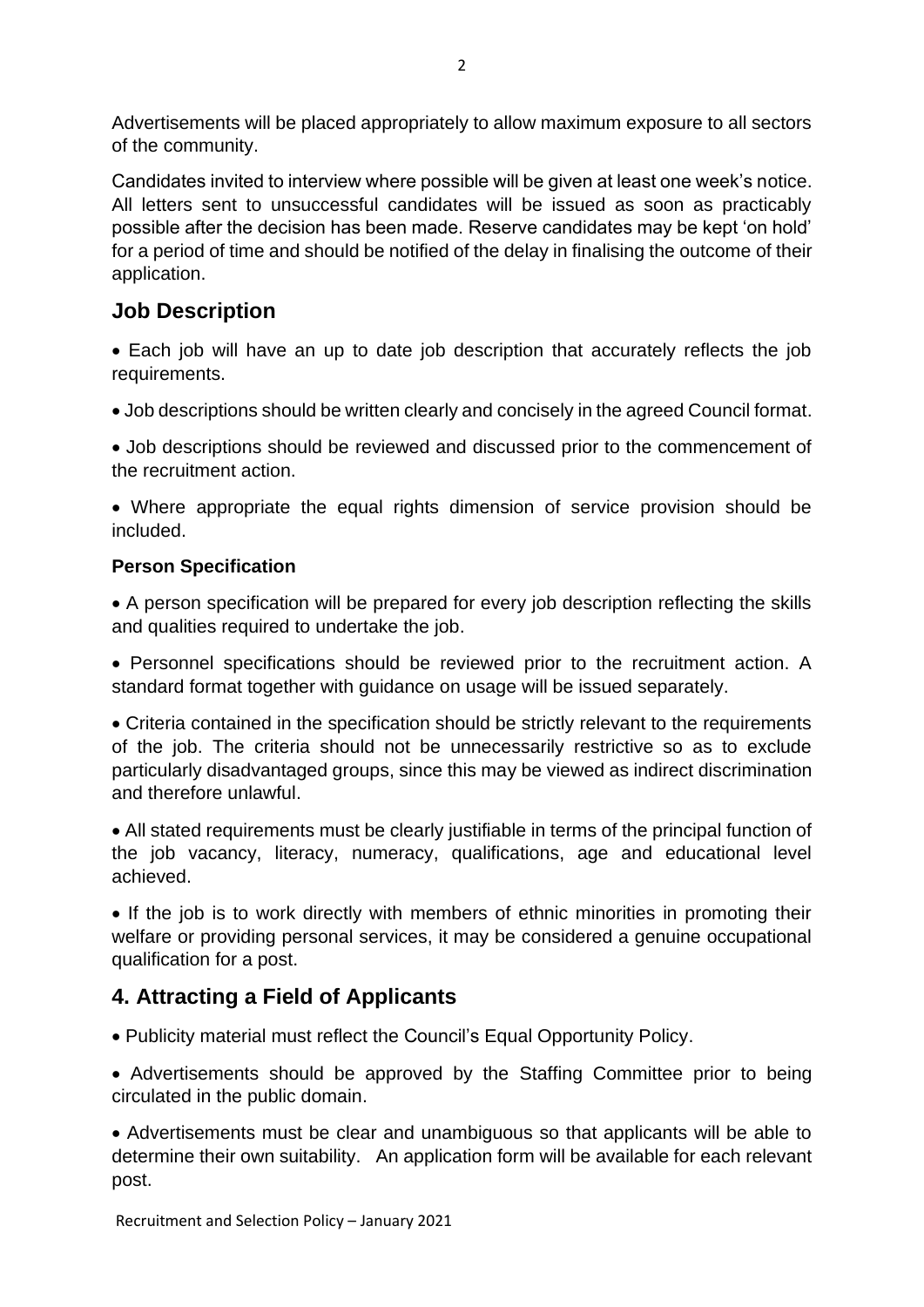Advertisements will be placed appropriately to allow maximum exposure to all sectors of the community.

Candidates invited to interview where possible will be given at least one week's notice. All letters sent to unsuccessful candidates will be issued as soon as practicably possible after the decision has been made. Reserve candidates may be kept 'on hold' for a period of time and should be notified of the delay in finalising the outcome of their application.

## Job Description

- Each job will have an up to date job description that accurately reflects the job requirements.
- Job descriptions should be written clearly and concisely in the agreed Council format.
- Job descriptions should be reviewed and discussed prior to the commencement of the recruitment action.
- Where appropriate the equal rights dimension of service provision should be included.

### Person Specification

- A person specification will be prepared for every job description reflecting the skills and qualities required to undertake the job.
- Personnel specifications should be reviewed prior to the recruitment action. A standard format together with guidance on usage will be issued separately.
- Criteria contained in the specification should be strictly relevant to the requirements of the job. The criteria should not be unnecessarily restrictive so as to exclude particularly disadvantaged groups, since this may be viewed as indirect discrimination and therefore unlawful.
- All stated requirements must be clearly justifiable in terms of the principal function of the job vacancy, literacy, numeracy, qualifications, age and educational level achieved.
- If the job is to work directly with members of ethnic minorities in promoting their welfare or providing personal services, it may be considered a genuine occupational qualification for a post.

## 4. Attracting a Field of Applicants

- Publicity material must reflect the Council's Equal Opportunity Policy.
- Advertisements should be approved by the Staffing Committee prior to being circulated in the public domain.
- Advertisements must be clear and unambiguous so that applicants will be able to determine their own suitability. An application form will be available for each relevant post.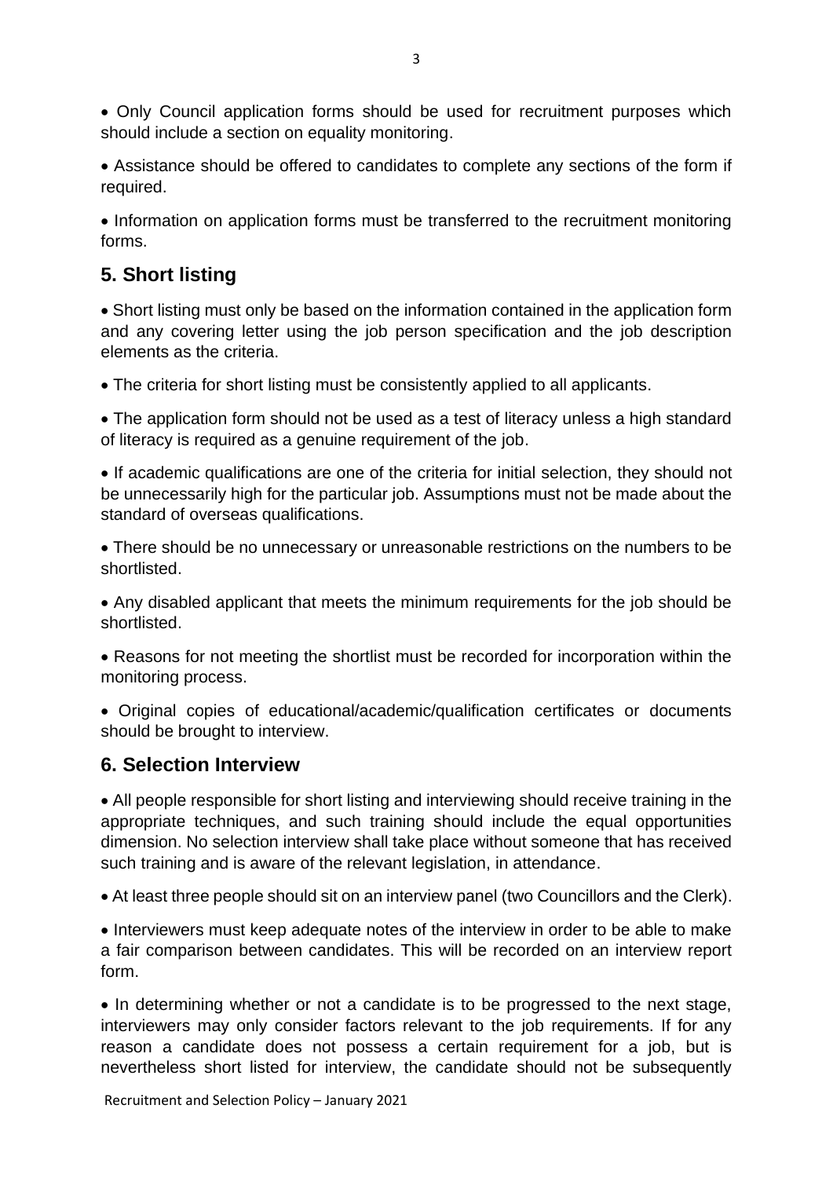- Only Council application forms should be used for recruitment purposes which should include a section on equality monitoring.
- Assistance should be offered to candidates to complete any sections of the form if required.
- Information on application forms must be transferred to the recruitment monitoring forms.

## 5. Short listing

- Short listing must only be based on the information contained in the application form and any covering letter using the job person specification and the job description elements as the criteria.
- The criteria for short listing must be consistently applied to all applicants.
- The application form should not be used as a test of literacy unless a high standard of literacy is required as a genuine requirement of the job.
- If academic qualifications are one of the criteria for initial selection, they should not be unnecessarily high for the particular job. Assumptions must not be made about the standard of overseas qualifications.
- There should be no unnecessary or unreasonable restrictions on the numbers to be shortlisted.
- Any disabled applicant that meets the minimum requirements for the job should be shortlisted.
- Reasons for not meeting the shortlist must be recorded for incorporation within the monitoring process.
- Original copies of educational/academic/qualification certificates or documents should be brought to interview.

## 6. Selection Interview

- All people responsible for short listing and interviewing should receive training in the appropriate techniques, and such training should include the equal opportunities dimension. No selection interview shall take place without someone that has received such training and is aware of the relevant legislation, in attendance.
- At least three people should sit on an interview panel (two Councillors and the Clerk).
- Interviewers must keep adequate notes of the interview in order to be able to make a fair comparison between candidates. This will be recorded on an interview report form.
- In determining whether or not a candidate is to be progressed to the next stage, interviewers may only consider factors relevant to the job requirements. If for any reason a candidate does not possess a certain requirement for a job, but is nevertheless short listed for interview, the candidate should not be subsequently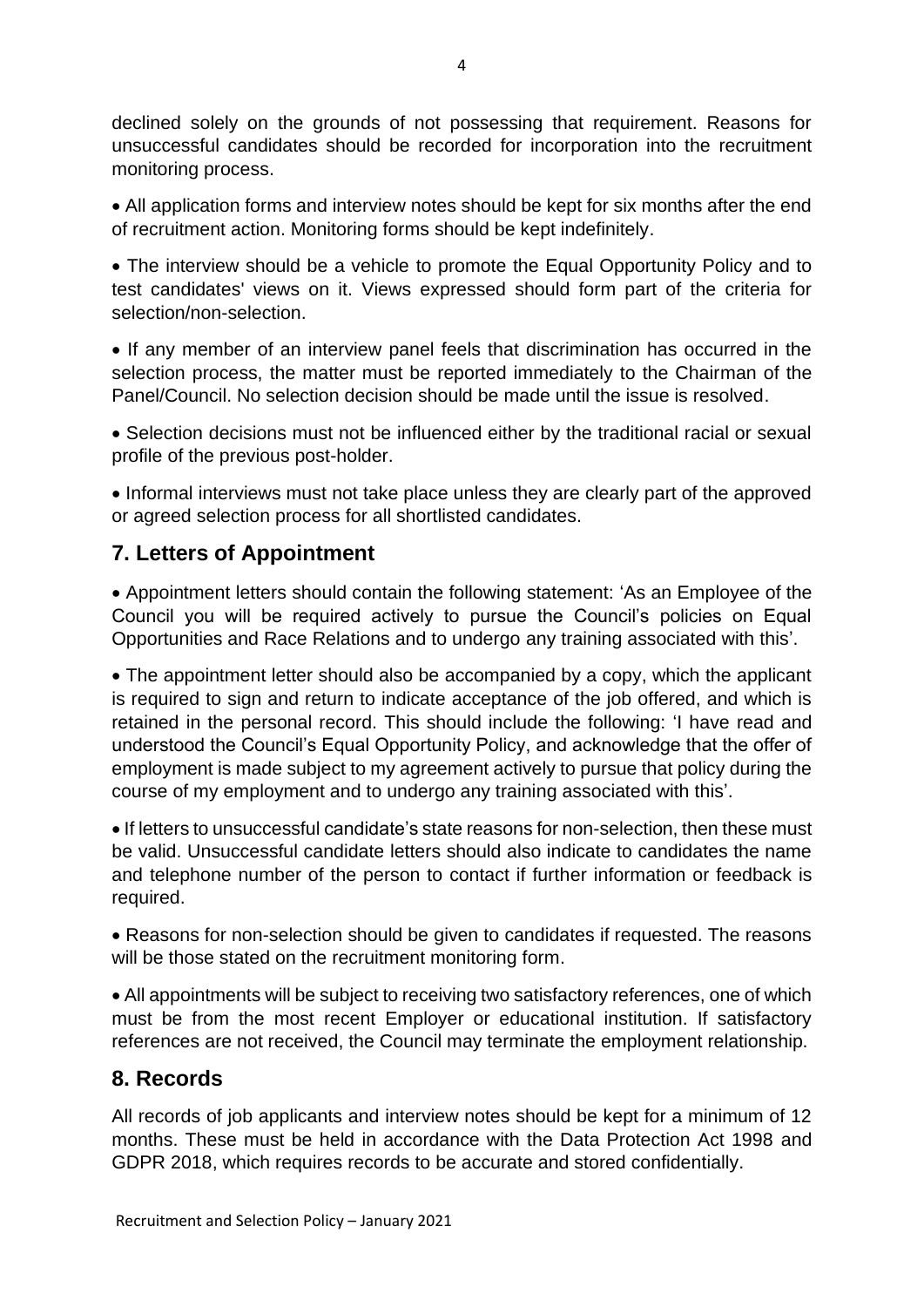declined solely on the grounds of not possessing that requirement. Reasons for unsuccessful candidates should be recorded for incorporation into the recruitment monitoring process.

- All application forms and interview notes should be kept for six months after the end of recruitment action. Monitoring forms should be kept indefinitely.

- The interview should be a vehicle to promote the Equal Opportunity Policy and to test candidates' views on it. Views expressed should form part of the criteria for selection/non-selection.

- If any member of an interview panel feels that discrimination has occurred in the selection process, the matter must be reported immediately to the Chairman of the Panel/Council. No selection decision should be made until the issue is resolved.

- Selection decisions must not be influenced either by the traditional racial or sexual profile of the previous post-holder.

- Informal interviews must not take place unless they are clearly part of the approved or agreed selection process for all shortlisted candidates.

## 7. Letters of Appointment

- Appointment letters should contain the following statement: 'As an Employee of the Council you will be required actively to pursue the Council's policies on Equal Opportunities and Race Relations and to undergo any training associated with this'.

- The appointment letter should also be accompanied by a copy, which the applicant is required to sign and return to indicate acceptance of the job offered, and which is retained in the personal record. This should include the following: 'I have read and understood the Council's Equal Opportunity Policy, and acknowledge that the offer of employment is made subject to my agreement actively to pursue that policy during the course of my employment and to undergo any training associated with this'.

- If letters to unsuccessful candidate's state reasons for non-selection, then these must be valid. Unsuccessful candidate letters should also indicate to candidates the name and telephone number of the person to contact if further information or feedback is required.

- Reasons for non-selection should be given to candidates if requested. The reasons will be those stated on the recruitment monitoring form.

- All appointments will be subject to receiving two satisfactory references, one of which must be from the most recent Employer or educational institution. If satisfactory references are not received, the Council may terminate the employment relationship.

## 8. Records

All records of job applicants and interview notes should be kept for a minimum of 12 months. These must be held in accordance with the Data Protection Act 1998 and GDPR 2018, which requires records to be accurate and stored confidentially.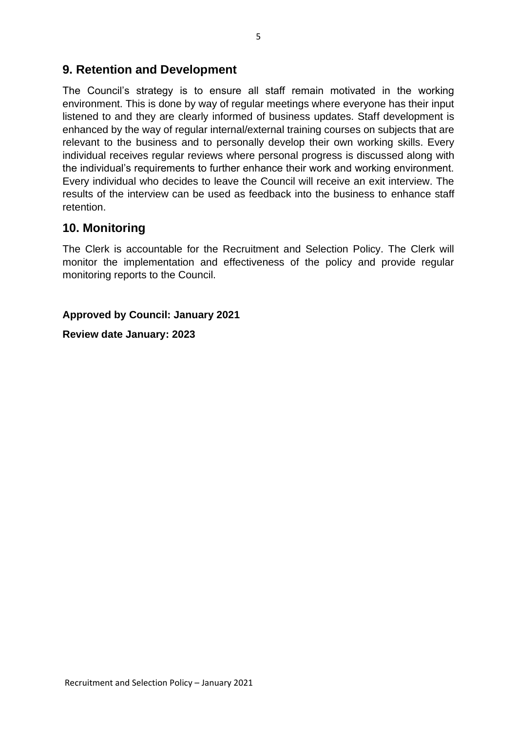## 9. Retention and Development

The Council's strategy is to ensure all staff remain motivated in the working environment. This is done by way of regular meetings where everyone has their input listened to and they are clearly informed of business updates. Staff development is enhanced by the way of regular internal/external training courses on subjects that are relevant to the business and to personally develop their own working skills. Every individual receives regular reviews where personal progress is discussed along with the individual's requirements to further enhance their work and working environment. Every individual who decides to leave the Council will receive an exit interview. The results of the interview can be used as feedback into the business to enhance staff retention.

## 10. Monitoring

The Clerk is accountable for the Recruitment and Selection Policy. The Clerk will monitor the implementation and effectiveness of the policy and provide regular monitoring reports to the Council.

**Approved by Council: January 2021**

**Review date January: 2023**